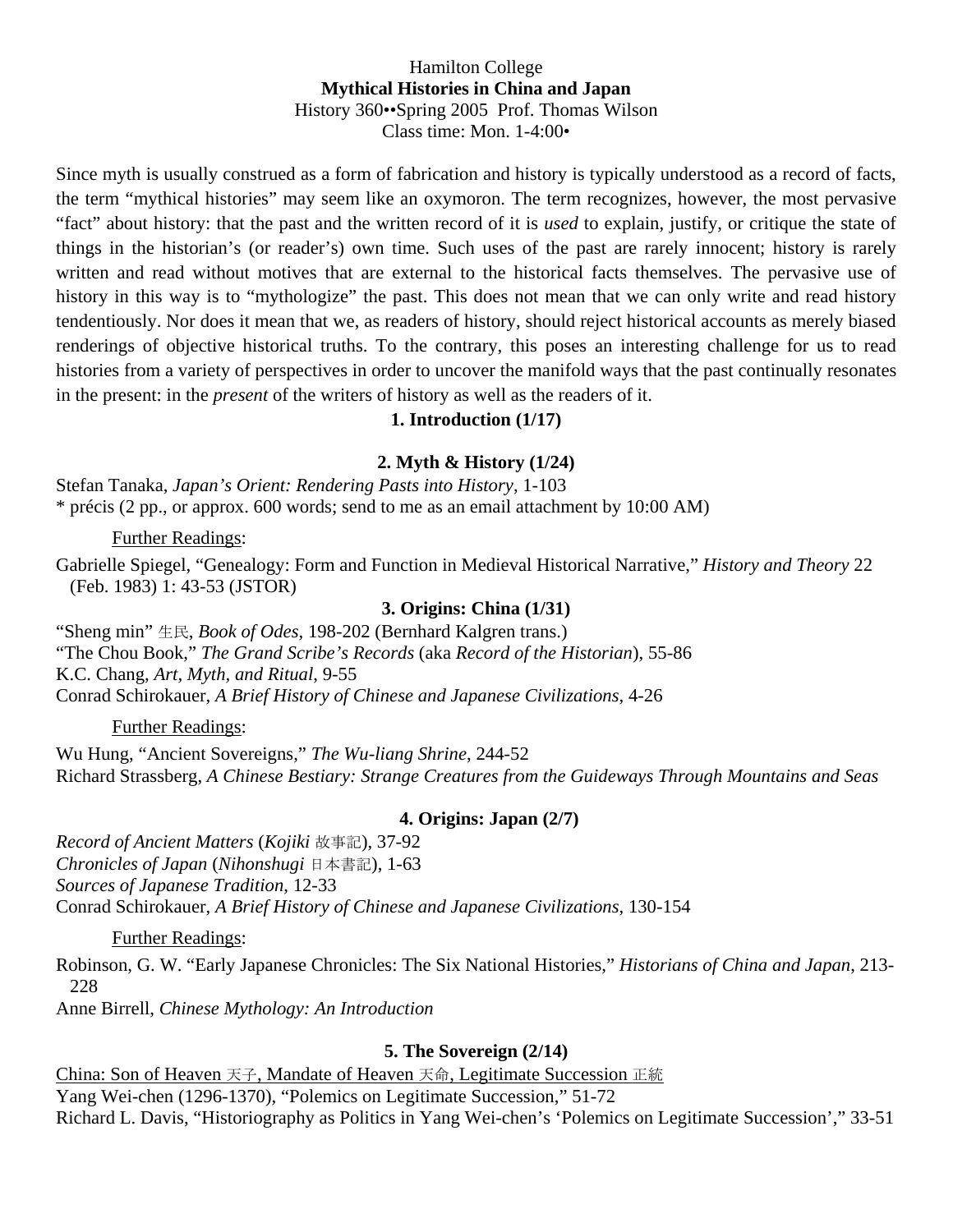Hamilton College

**Mythical Histories in China and Japan**

History 360••Spring 2005  Prof. Thomas Wilson

Class time: Mon. 1-4:00•

Since myth is usually construed as a form of fabrication and history is typically understood as a record of facts, the term "mythical histories" may seem like an oxymoron. The term recognizes, however, the most pervasive "fact" about history: that the past and the written record of it is *used* to explain, justify, or critique the state of things in the historian's (or reader's) own time. Such uses of the past are rarely innocent; history is rarely written and read without motives that are external to the historical facts themselves. The pervasive use of history in this way is to "mythologize" the past. This does not mean that we can only write and read history tendentiously. Nor does it mean that we, as readers of history, should reject historical accounts as merely biased renderings of objective historical truths. To the contrary, this poses an interesting challenge for us to read histories from a variety of perspectives in order to uncover the manifold ways that the past continually resonates in the present: in the *present* of the writers of history as well as the readers of it.

### 1. Introduction (1/17)

### 2. Myth & History (1/24)

Stefan Tanaka, *Japan's Orient: Rendering Pasts into History*, 1-103

* précis (2 pp., or approx. 600 words; send to me as an email attachment by 10:00 AM)

Further Readings:

Gabrielle Spiegel, "Genealogy: Form and Function in Medieval Historical Narrative," *History and Theory* 22 (Feb. 1983) 1: 43-53 (JSTOR)

### 3. Origins: China (1/31)

"Sheng min" 生民, *Book of Odes*, 198-202 (Bernhard Kalgren trans.)

"The Chou Book," *The Grand Scribe's Records* (aka *Record of the Historian*), 55-86

K.C. Chang, *Art, Myth, and Ritual*, 9-55

Conrad Schirokauer, *A Brief History of Chinese and Japanese Civilizations*, 4-26

Further Readings:

Wu Hung, "Ancient Sovereigns," *The Wu-liang Shrine*, 244-52

Richard Strassberg, *A Chinese Bestiary: Strange Creatures from the Guideways Through Mountains and Seas*

### 4. Origins: Japan (2/7)

*Record of Ancient Matters* (*Kojiki* 故事記), 37-92

*Chronicles of Japan* (*Nihonshugi* 日本書記), 1-63

*Sources of Japanese Tradition*, 12-33

Conrad Schirokauer, *A Brief History of Chinese and Japanese Civilizations*, 130-154

Further Readings:

Robinson, G. W. "Early Japanese Chronicles: The Six National Histories," *Historians of China and Japan*, 213-228

Anne Birrell, *Chinese Mythology: An Introduction*

### 5. The Sovereign (2/14)

China: Son of Heaven 天子, Mandate of Heaven 天命, Legitimate Succession 正統

Yang Wei-chen (1296-1370), "Polemics on Legitimate Succession," 51-72

Richard L. Davis, "Historiography as Politics in Yang Wei-chen's 'Polemics on Legitimate Succession'," 33-51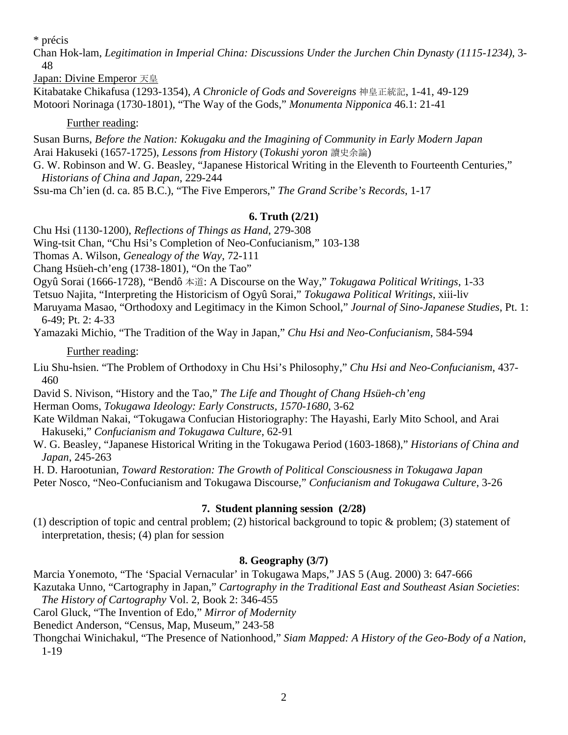* précis

Chan Hok-lam, *Legitimation in Imperial China: Discussions Under the Jurchen Chin Dynasty (1115-1234)*, 3-48

Japan: Divine Emperor 天皇

Kitabatake Chikafusa (1293-1354), *A Chronicle of Gods and Sovereigns* 神皇正統記, 1-41, 49-129

Motoori Norinaga (1730-1801), "The Way of the Gods," *Monumenta Nipponica* 46.1: 21-41

Further reading:

Susan Burns, *Before the Nation: Kokugaku and the Imagining of Community in Early Modern Japan*

Arai Hakuseki (1657-1725), *Lessons from History* (*Tokushi yoron* 讀史余論)

G. W. Robinson and W. G. Beasley, "Japanese Historical Writing in the Eleventh to Fourteenth Centuries," *Historians of China and Japan*, 229-244

Ssu-ma Ch'ien (d. ca. 85 B.C.), "The Five Emperors," *The Grand Scribe's Records*, 1-17

### 6. Truth (2/21)

Chu Hsi (1130-1200), *Reflections of Things as Hand*, 279-308

Wing-tsit Chan, "Chu Hsi's Completion of Neo-Confucianism," 103-138

Thomas A. Wilson, *Genealogy of the Way*, 72-111

Chang Hsüeh-ch'eng (1738-1801), "On the Tao"

Ogyû Sorai (1666-1728), "Bendô 本道: A Discourse on the Way," *Tokugawa Political Writings*, 1-33

Tetsuo Najita, "Interpreting the Historicism of Ogyû Sorai," *Tokugawa Political Writings*, xiii-liv

Maruyama Masao, "Orthodoxy and Legitimacy in the Kimon School," *Journal of Sino-Japanese Studies*, Pt. 1: 6-49; Pt. 2: 4-33

Yamazaki Michio, "The Tradition of the Way in Japan," *Chu Hsi and Neo-Confucianism*, 584-594

Further reading:

Liu Shu-hsien. "The Problem of Orthodoxy in Chu Hsi's Philosophy," *Chu Hsi and Neo-Confucianism*, 437-460

David S. Nivison, "History and the Tao," *The Life and Thought of Chang Hsüeh-ch'eng*

Herman Ooms, *Tokugawa Ideology: Early Constructs, 1570-1680*, 3-62

Kate Wildman Nakai, "Tokugawa Confucian Historiography: The Hayashi, Early Mito School, and Arai Hakuseki," *Confucianism and Tokugawa Culture*, 62-91

W. G. Beasley, "Japanese Historical Writing in the Tokugawa Period (1603-1868)," *Historians of China and Japan*, 245-263

H. D. Harootunian, *Toward Restoration: The Growth of Political Consciousness in Tokugawa Japan*

Peter Nosco, "Neo-Confucianism and Tokugawa Discourse," *Confucianism and Tokugawa Culture*, 3-26

### 7. Student planning session (2/28)

(1) description of topic and central problem; (2) historical background to topic & problem; (3) statement of interpretation, thesis; (4) plan for session

### 8. Geography (3/7)

Marcia Yonemoto, "The 'Spacial Vernacular' in Tokugawa Maps," JAS 5 (Aug. 2000) 3: 647-666

Kazutaka Unno, "Cartography in Japan," *Cartography in the Traditional East and Southeast Asian Societies*: *The History of Cartography* Vol. 2, Book 2: 346-455

Carol Gluck, "The Invention of Edo," *Mirror of Modernity*

Benedict Anderson, "Census, Map, Museum," 243-58

Thongchai Winichakul, "The Presence of Nationhood," *Siam Mapped: A History of the Geo-Body of a Nation*, 1-19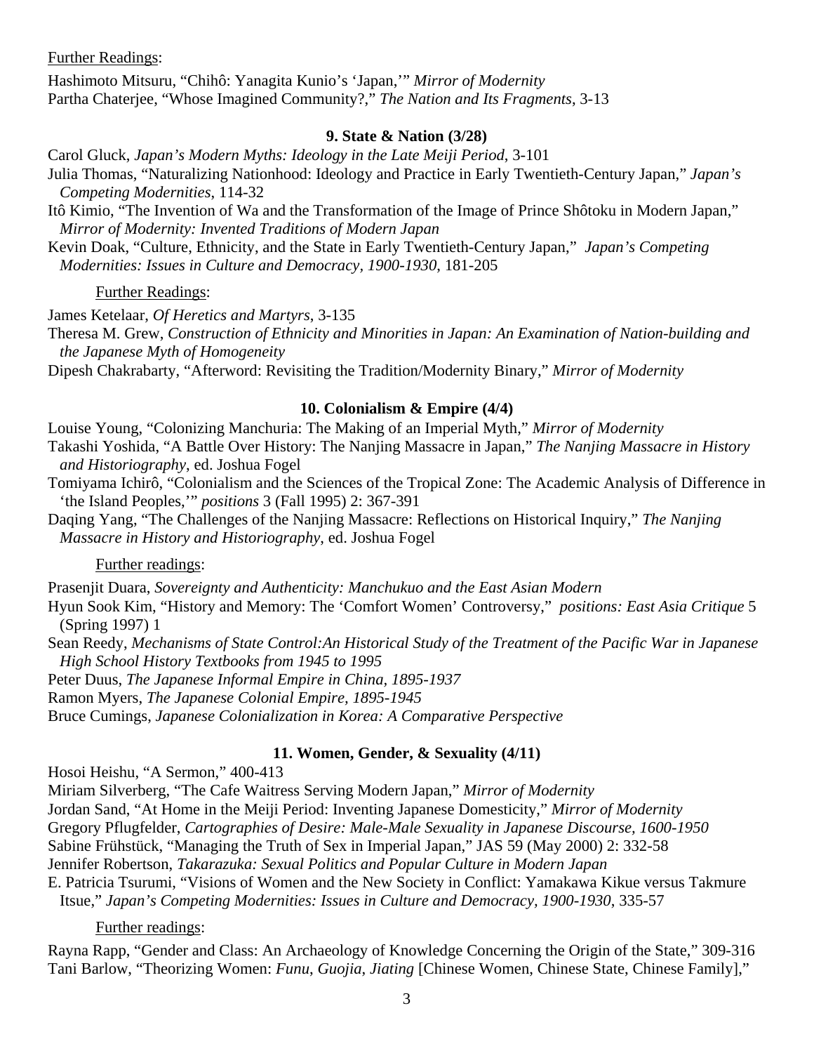Further Readings:

Hashimoto Mitsuru, "Chihô: Yanagita Kunio's 'Japan,'" *Mirror of Modernity*
Partha Chaterjee, "Whose Imagined Community?," *The Nation and Its Fragments*, 3-13

### 9. State & Nation (3/28)

Carol Gluck, *Japan's Modern Myths: Ideology in the Late Meiji Period*, 3-101
Julia Thomas, "Naturalizing Nationhood: Ideology and Practice in Early Twentieth-Century Japan," *Japan's Competing Modernities*, 114-32
Itô Kimio, "The Invention of Wa and the Transformation of the Image of Prince Shôtoku in Modern Japan," *Mirror of Modernity: Invented Traditions of Modern Japan*
Kevin Doak, "Culture, Ethnicity, and the State in Early Twentieth-Century Japan," *Japan's Competing Modernities: Issues in Culture and Democracy, 1900-1930*, 181-205

Further Readings:

James Ketelaar, *Of Heretics and Martyrs*, 3-135
Theresa M. Grew, *Construction of Ethnicity and Minorities in Japan: An Examination of Nation-building and the Japanese Myth of Homogeneity*
Dipesh Chakrabarty, "Afterword: Revisiting the Tradition/Modernity Binary," *Mirror of Modernity*

### 10. Colonialism & Empire (4/4)

Louise Young, "Colonizing Manchuria: The Making of an Imperial Myth," *Mirror of Modernity*
Takashi Yoshida, "A Battle Over History: The Nanjing Massacre in Japan," *The Nanjing Massacre in History and Historiography*, ed. Joshua Fogel
Tomiyama Ichirô, "Colonialism and the Sciences of the Tropical Zone: The Academic Analysis of Difference in 'the Island Peoples,'" *positions* 3 (Fall 1995) 2: 367-391
Daqing Yang, "The Challenges of the Nanjing Massacre: Reflections on Historical Inquiry," *The Nanjing Massacre in History and Historiography*, ed. Joshua Fogel

Further readings:

Prasenjit Duara, *Sovereignty and Authenticity: Manchukuo and the East Asian Modern*
Hyun Sook Kim, "History and Memory: The 'Comfort Women' Controversy," *positions: East Asia Critique* 5 (Spring 1997) 1
Sean Reedy, *Mechanisms of State Control:An Historical Study of the Treatment of the Pacific War in Japanese High School History Textbooks from 1945 to 1995*
Peter Duus, *The Japanese Informal Empire in China, 1895-1937*
Ramon Myers, *The Japanese Colonial Empire, 1895-1945*
Bruce Cumings, *Japanese Colonialization in Korea: A Comparative Perspective*

### 11. Women, Gender, & Sexuality (4/11)

Hosoi Heishu, "A Sermon," 400-413
Miriam Silverberg, "The Cafe Waitress Serving Modern Japan," *Mirror of Modernity*
Jordan Sand, "At Home in the Meiji Period: Inventing Japanese Domesticity," *Mirror of Modernity*
Gregory Pflugfelder, *Cartographies of Desire: Male-Male Sexuality in Japanese Discourse, 1600-1950*
Sabine Frühstück, "Managing the Truth of Sex in Imperial Japan," JAS 59 (May 2000) 2: 332-58
Jennifer Robertson, *Takarazuka: Sexual Politics and Popular Culture in Modern Japan*
E. Patricia Tsurumi, "Visions of Women and the New Society in Conflict: Yamakawa Kikue versus Takmure Itsue," *Japan's Competing Modernities: Issues in Culture and Democracy, 1900-1930*, 335-57

Further readings:

Rayna Rapp, "Gender and Class: An Archaeology of Knowledge Concerning the Origin of the State," 309-316
Tani Barlow, "Theorizing Women: *Funu, Guojia, Jiating* [Chinese Women, Chinese State, Chinese Family],"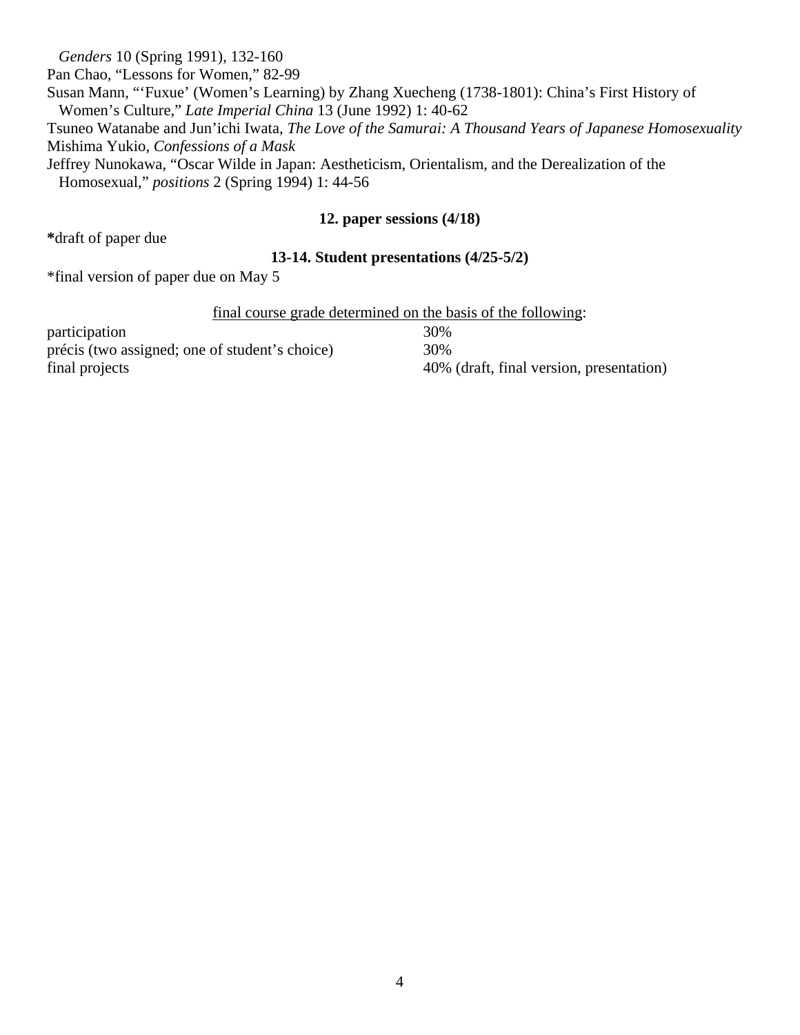*Genders* 10 (Spring 1991), 132-160

Pan Chao, "Lessons for Women," 82-99

Susan Mann, "'Fuxue' (Women's Learning) by Zhang Xuecheng (1738-1801): China's First History of Women's Culture," *Late Imperial China* 13 (June 1992) 1: 40-62

Tsuneo Watanabe and Jun'ichi Iwata, *The Love of the Samurai: A Thousand Years of Japanese Homosexuality*

Mishima Yukio, *Confessions of a Mask*

Jeffrey Nunokawa, "Oscar Wilde in Japan: Aestheticism, Orientalism, and the Derealization of the Homosexual," *positions* 2 (Spring 1994) 1: 44-56

**12. paper sessions (4/18)**

**\***draft of paper due

**13-14. Student presentations (4/25-5/2)**

*final version of paper due on May 5

<u>final course grade determined on the basis of the following</u>:

| | |
|---|---|
| participation | 30% |
| précis (two assigned; one of student's choice) | 30% |
| final projects | 40% (draft, final version, presentation) |